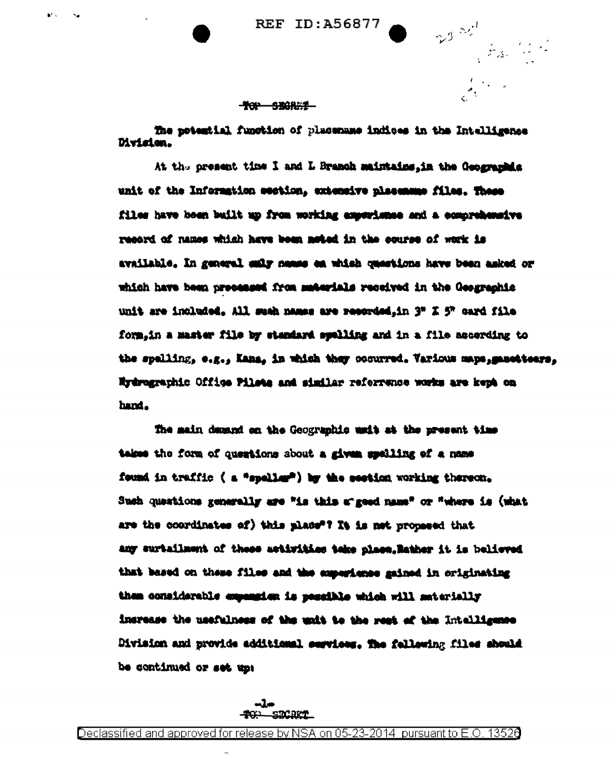TOP SECRET

The potential function of placename indices in the Intelligence Division.

At the present time I and L Branch maintains, in the Geographic unit of the Information section, extensive placename files. These files have been built up from working experience and a comprehensive record of names which have been noted in the course of work is available. In general only names on which questions have been asked or which have been processed from materials received in the Geographic unit are included. All such names are recorded, in 3" X 5" card file form, in a master file by standard spelling and in a file according to the spelling, e.g., Kana, in which they occurred. Various maps, gazetteers, Hydrographic Office Pilots and similar referrence works are kept on hand.

The main demand on the Geographic unit at the present time takes the form of questions about a given spelling of a name found in traffic ( a "speller") by the section working thereon. Such questions generally are "is this a good name" or "where is (what are the coordinates of) this place"? It is not proposed that any curtailment of these activities take place. Rather it is believed that based on these files and the experience gained in originating them considerable expansion is possible which will materially increase the usefulness of the unit to the rest of the Intelligence Division and provide additional services. The following files should be continued or set up:

TOP SECRET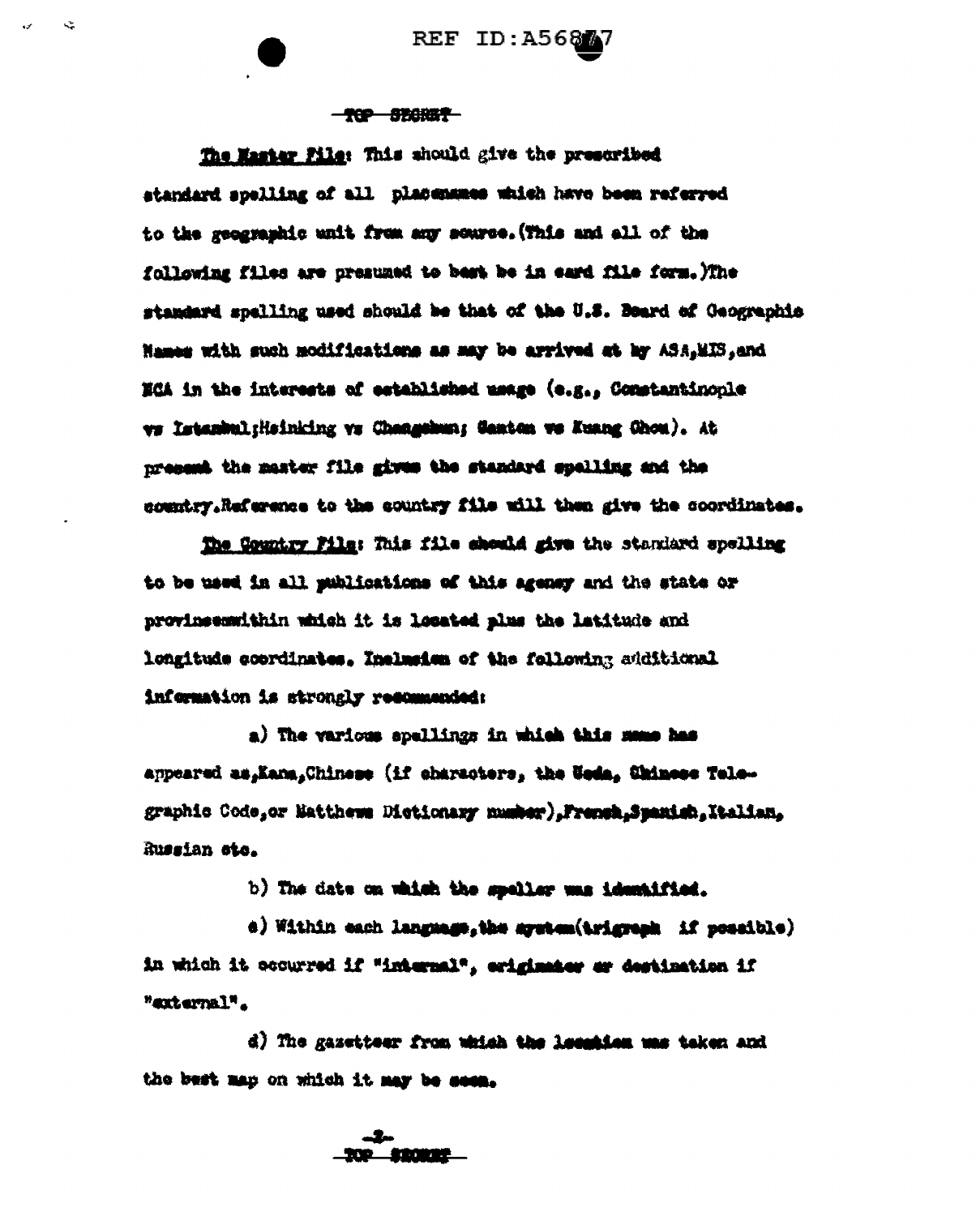TOP SECRET

**The Master File:** This should give the prescribed standard spelling of all placenames which have been referred to the geographic unit from any source. (This and all of the following files are presumed to best be in card file form.) The standard spelling used should be that of the U.S. Board of Geographic Names with such modifications as may be arrived at by ASA, MIS, and NCA in the interests of established usage (e.g., Constantinople vs Istanbul; Hsinking vs Changchun; Canton vs Kuang Chou). At present the master file gives the standard spelling and the country. Reference to the country file will then give the coordinates.

**The Country File:** This file should give the standard spelling to be used in all publications of this agency and the state or provinces within which it is located plus the latitude and longitude coordinates. Inclusion of the following additional information is strongly recommended:

a) The various spellings in which this name has appeared as, Kana, Chinese (if characters, the Ueda, Chinese Telegraphic Code, or Matthews Dictionary number), French, Spanish, Italian, Russian etc.

b) The date on which the speller was identified.

c) Within each language, the system (trigraph if possible) in which it occurred if "internal", originator or destination if "external".

d) The gazetteer from which the location was taken and the best map on which it may be seen.

TOP SECRET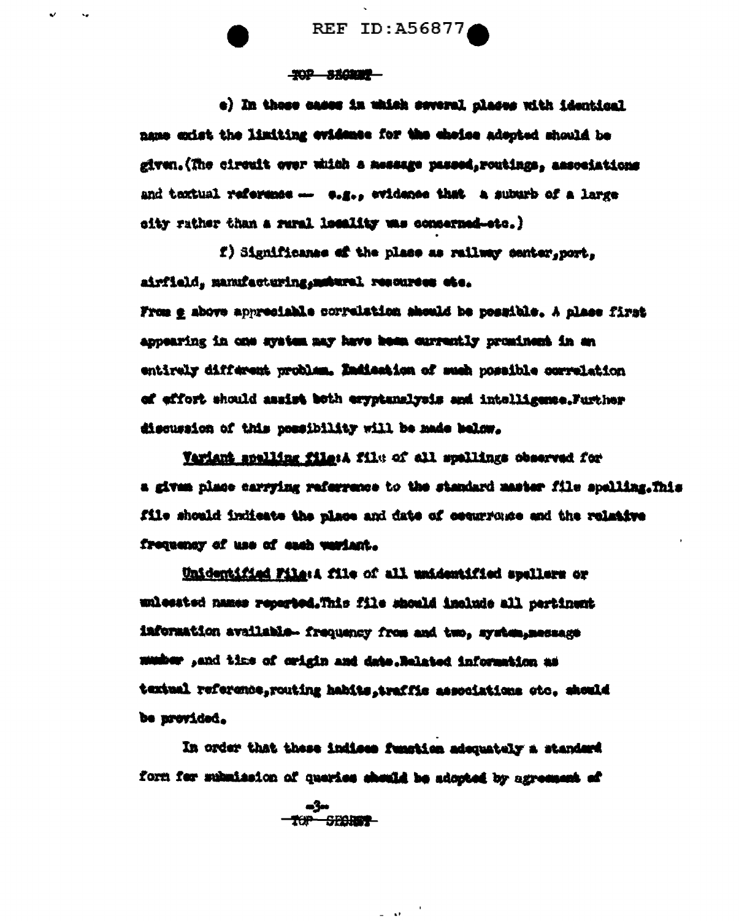e) In those cases in which several places with identical name exist the limiting evidence for the choice adopted should be given. (The circuit over which a message passed, routings, associations and textual reference — e.g., evidence that a suburb of a large city rather than a rural locality was concerned-etc.)

f) Significance of the place as railway center, port, airfield, manufacturing, natural resources etc.

From e above appreciable correlation should be possible. A place first appearing in one system may have been currently prominent in an entirely different problem. Indication of such possible correlation of effort should assist both cryptanalysis and intelligence. Further discussion of this possibility will be made below.

Variant spelling file: A file of all spellings observed for a given place carrying referrence to the standard master file spelling. This file should indicate the place and date of occurrence and the relative frequency of use of each variant.

Unidentified File: A file of all unidentified spellers or unlocated names reported. This file should include all pertinent information available- frequency from and two, system, message number, and time of origin and date. Related information as textual reference, routing habits, traffic associations etc. should be provided.

In order that these indices function adequately a standard form for submission of queries should be adopted by agreement of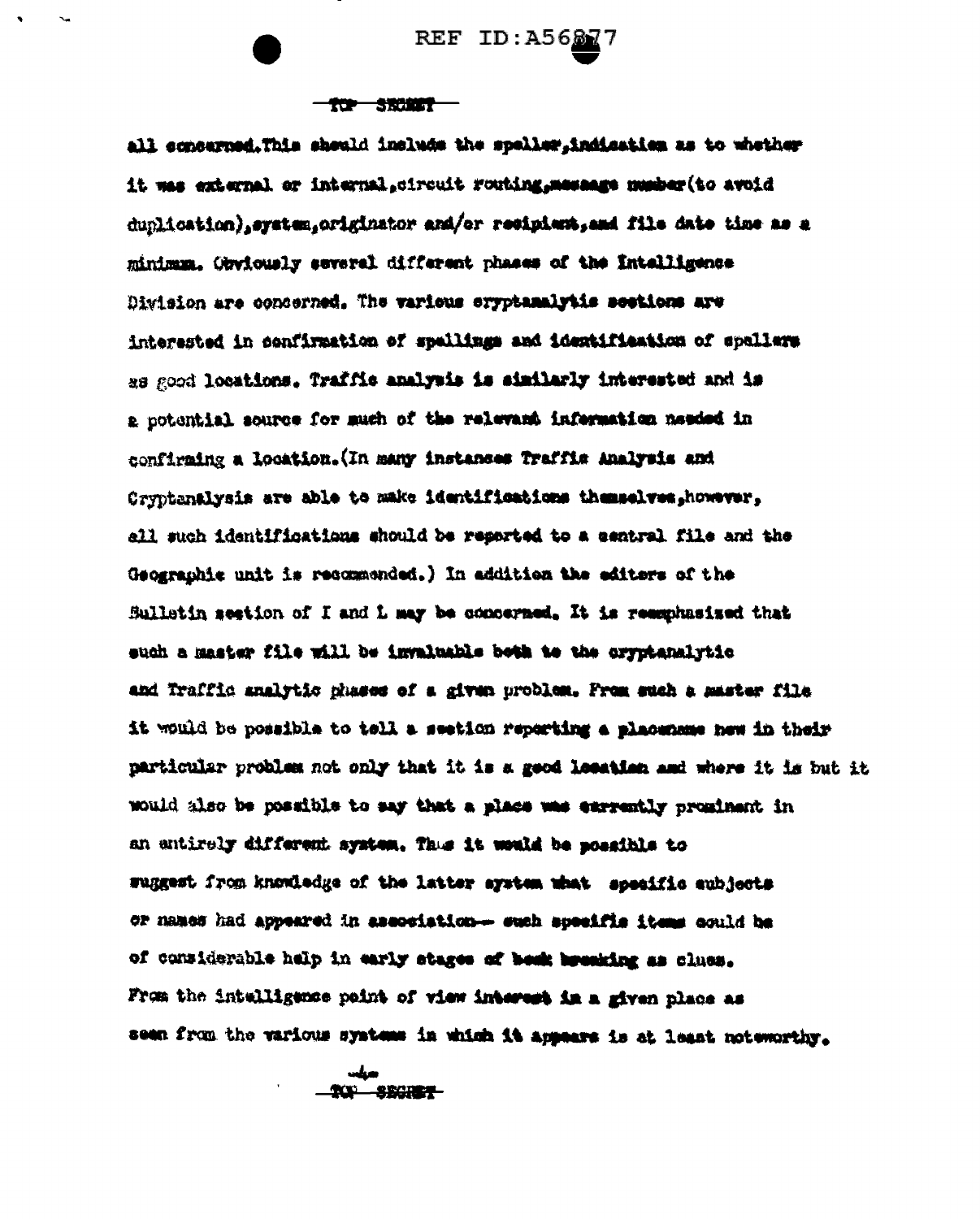all concerned. This should include the speller, indication as to whether it was external or internal, circuit routing, message number (to avoid duplication), system, originator and/or recipient, and file date time as a minimum. Obviously several different phases of the Intelligence Division are concerned. The various cryptanalytic sections are interested in confirmation of spellings and identification of spellers as good locations. Traffic analysis is similarly interested and is a potential source for much of the relevant information needed in confirming a location. (In many instances Traffic Analysis and Cryptanalysis are able to make identifications themselves, however, all such identifications should be reported to a central file and the Geographic unit is recommended.) In addition the editors of the Bulletin section of I and L may be concerned. It is reemphasized that such a master file will be invaluable both to the cryptanalytic and Traffic analytic phases of a given problem. From such a master file it would be possible to tell a section reporting a placename new in their particular problem not only that it is a good location and where it is but it would also be possible to say that a place was currently prominent in an entirely different system. Thus it would be possible to suggest from knowledge of the latter system what specific subjects or names had appeared in association-- such specific items could be of considerable help in early stages of book breaking as clues. From the intelligence point of view interest in a given place as seen from the various systems in which it appears is at least noteworthy.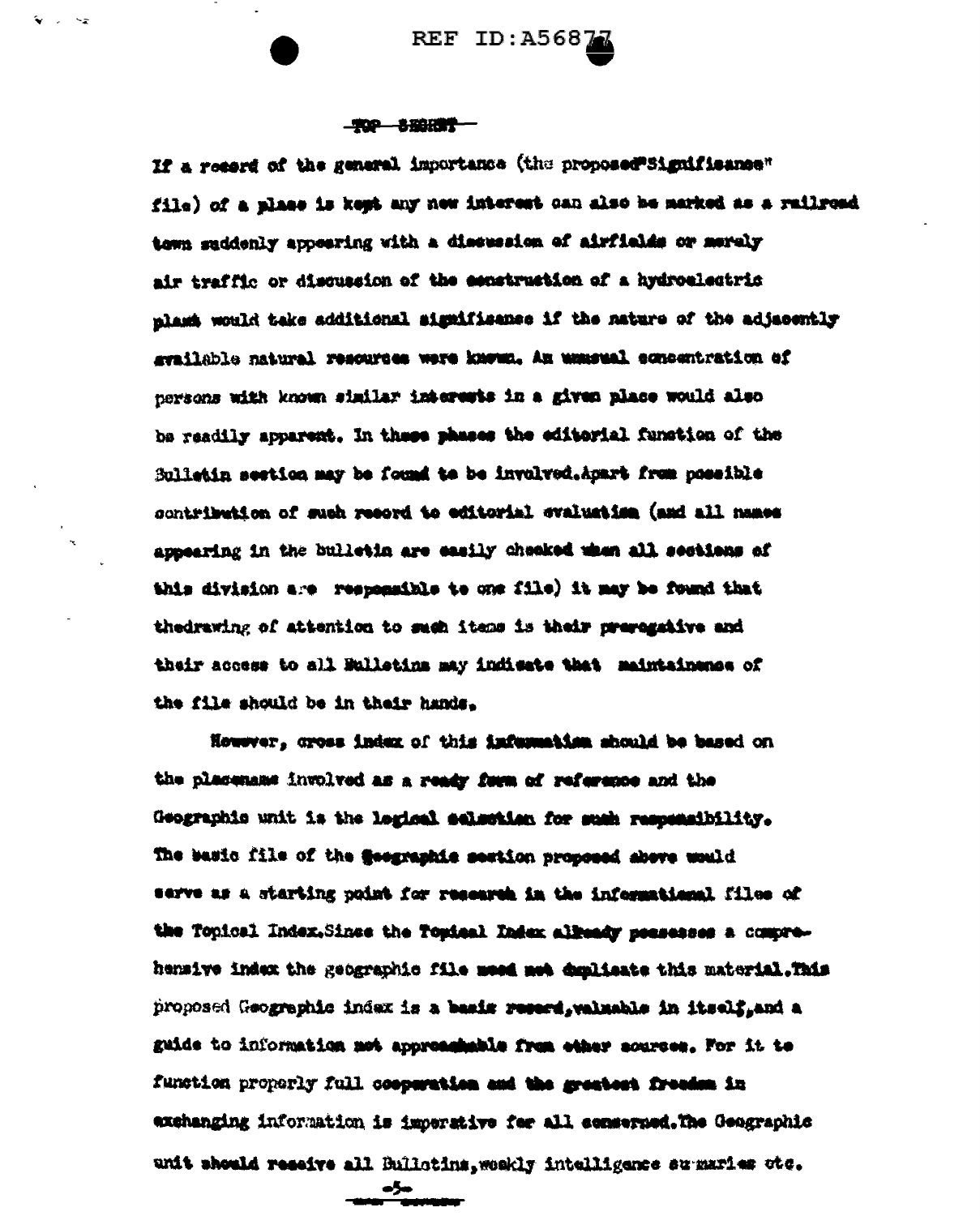TOP SECRET

If a record of the general importance (the proposed "Significance" file) of a place is kept any new interest can also be marked as a railroad town suddenly appearing with a discussion of airfields or merely air traffic or discussion of the construction of a hydroelectric plant would take additional significance if the nature of the adjacently available natural resources were known. An unusual concentration of persons with known similar interests in a given place would also be readily apparent. In these phases the editorial function of the Bulletin section may be found to be involved. Apart from possible contribution of such record to editorial evaluation (and all names appearing in the bulletin are easily checked when all sections of this division are responsible to one file) it may be found that the drawing of attention to such items is their prerogative and their access to all Bulletins may indicate that maintainence of the file should be in their hands.

However, cross index of this information should be based on the placename involved as a ready form of reference and the Geographic unit is the logical selection for such responsibility. The basic file of the Geographic section proposed above would serve as a starting point for research in the informational files of the Topical Index. Since the Topical Index already possesses a comprehensive index the geographic file need not duplicate this material. This proposed Geographic index is a basic record, valuable in itself, and a guide to information not approachable from other sources. For it to function properly full cooperation and the greatest freedom in exchanging information is imperative for all concerned. The Geographic unit should receive all Bulletins, weekly intelligence summaries etc.

TOP SECRET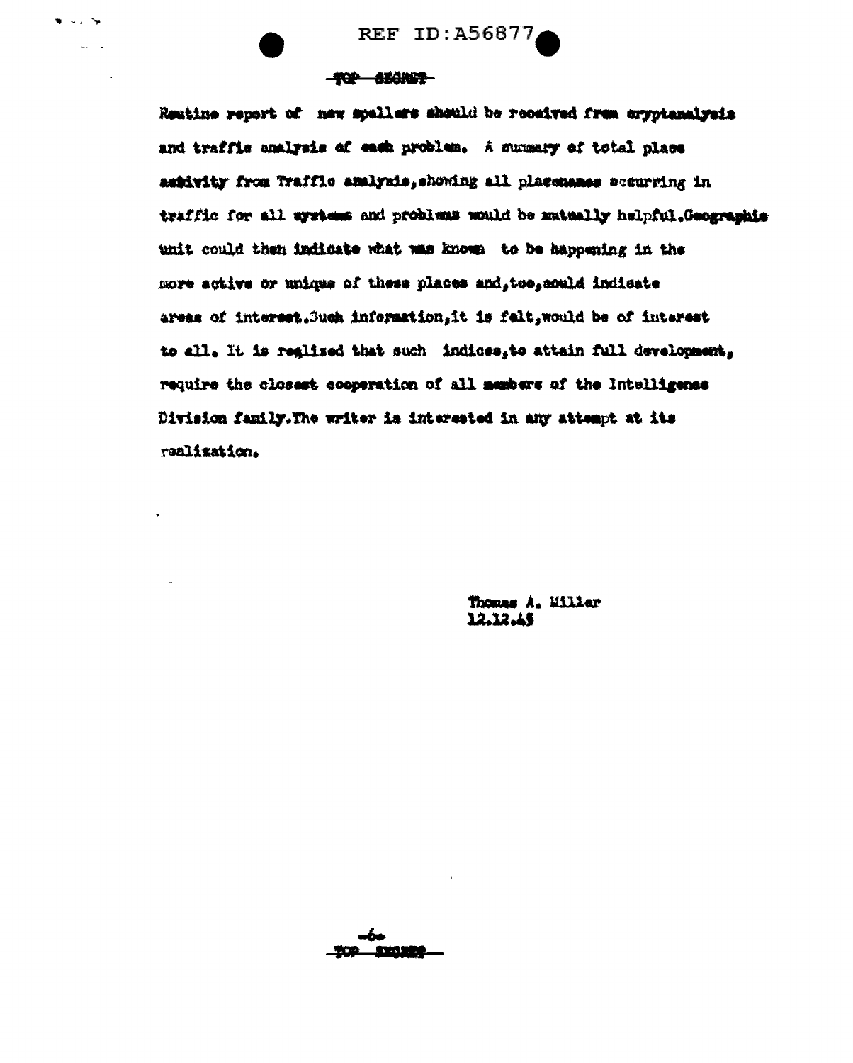Routine report of new spellers should be received from cryptanalysis and traffic analysis of each problem. A summary of total place activity from Traffic analysis, showing all placenames occurring in traffic for all systems and problems would be mutually helpful. Geographic unit could then indicate what was known to be happening in the more active or unique of these places and, too, could indicate areas of interest. Such information, it is felt, would be of interest to all. It is realized that such indices, to attain full development, require the closest cooperation of all members of the Intelligence Division family. The writer is interested in any attempt at its realization.

Thomas A. Miller
12.12.45